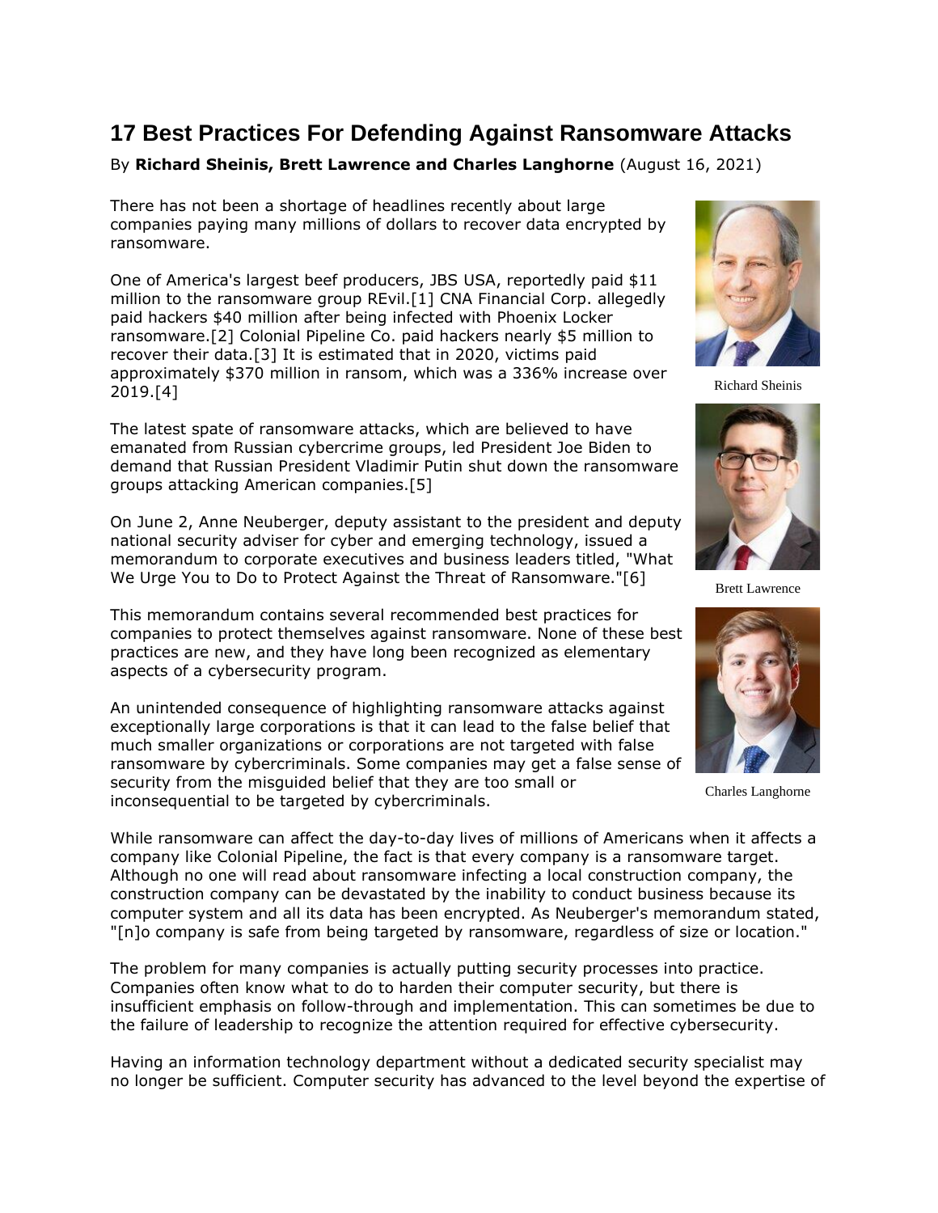# 17 Best Practices For Defending Against Ransomware Attacks

By **Richard Sheinis, Brett Lawrence and Charles Langhorne** (August 16, 2021)

There has not been a shortage of headlines recently about large companies paying many millions of dollars to recover data encrypted by ransomware.

One of America's largest beef producers, JBS USA, reportedly paid $11 million to the ransomware group REvil.[1] CNA Financial Corp. allegedly paid hackers $40 million after being infected with Phoenix Locker ransomware.[2] Colonial Pipeline Co. paid hackers nearly $5 million to recover their data.[3] It is estimated that in 2020, victims paid approximately $370 million in ransom, which was a 336% increase over 2019.[4]

The latest spate of ransomware attacks, which are believed to have emanated from Russian cybercrime groups, led President Joe Biden to demand that Russian President Vladimir Putin shut down the ransomware groups attacking American companies.[5]

On June 2, Anne Neuberger, deputy assistant to the president and deputy national security adviser for cyber and emerging technology, issued a memorandum to corporate executives and business leaders titled, "What We Urge You to Do to Protect Against the Threat of Ransomware."[6]

This memorandum contains several recommended best practices for companies to protect themselves against ransomware. None of these best practices are new, and they have long been recognized as elementary aspects of a cybersecurity program.

An unintended consequence of highlighting ransomware attacks against exceptionally large corporations is that it can lead to the false belief that much smaller organizations or corporations are not targeted with false ransomware by cybercriminals. Some companies may get a false sense of security from the misguided belief that they are too small or inconsequential to be targeted by cybercriminals.

Richard Sheinis

Brett Lawrence

Charles Langhorne

While ransomware can affect the day-to-day lives of millions of Americans when it affects a company like Colonial Pipeline, the fact is that every company is a ransomware target. Although no one will read about ransomware infecting a local construction company, the construction company can be devastated by the inability to conduct business because its computer system and all its data has been encrypted. As Neuberger's memorandum stated, "[n]o company is safe from being targeted by ransomware, regardless of size or location."

The problem for many companies is actually putting security processes into practice. Companies often know what to do to harden their computer security, but there is insufficient emphasis on follow-through and implementation. This can sometimes be due to the failure of leadership to recognize the attention required for effective cybersecurity.

Having an information technology department without a dedicated security specialist may no longer be sufficient. Computer security has advanced to the level beyond the expertise of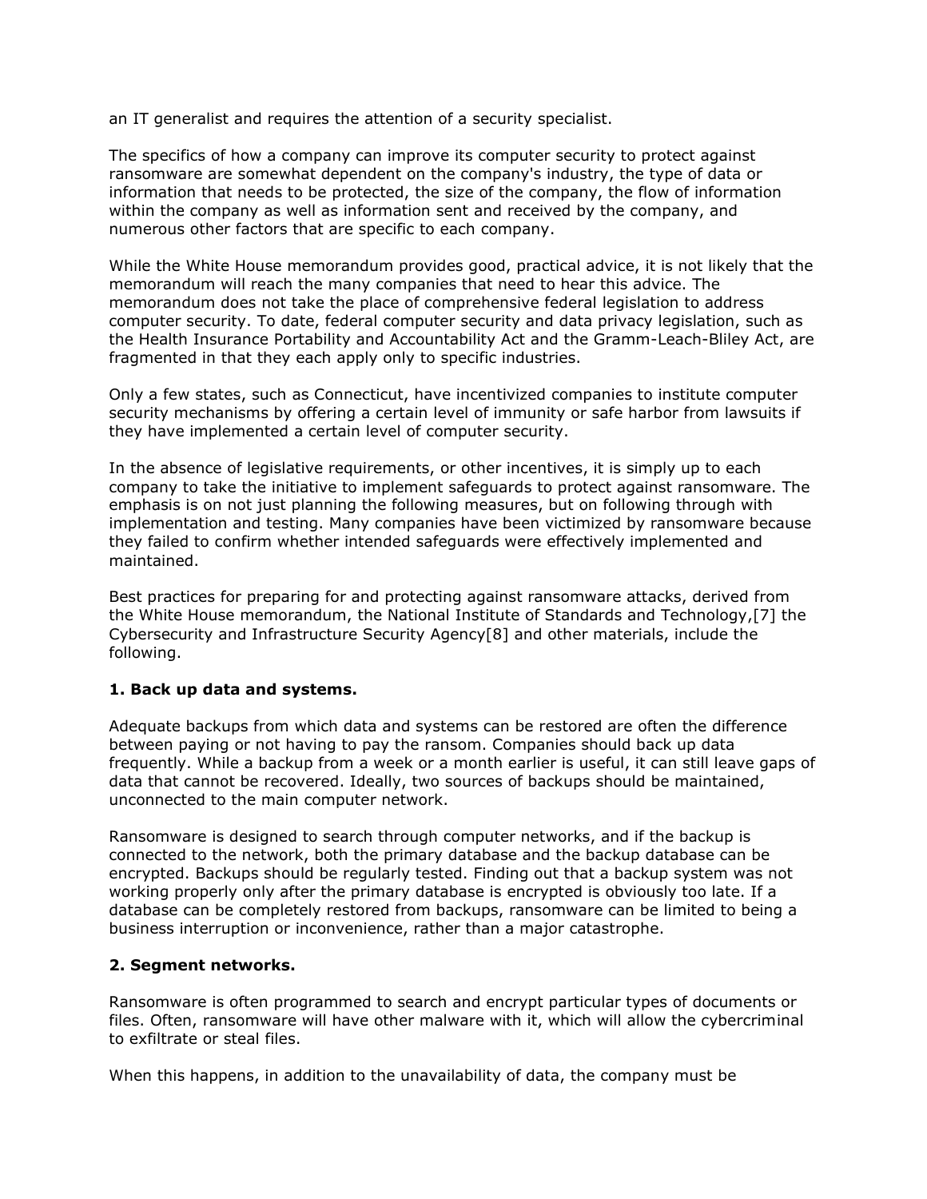an IT generalist and requires the attention of a security specialist.

The specifics of how a company can improve its computer security to protect against ransomware are somewhat dependent on the company's industry, the type of data or information that needs to be protected, the size of the company, the flow of information within the company as well as information sent and received by the company, and numerous other factors that are specific to each company.

While the White House memorandum provides good, practical advice, it is not likely that the memorandum will reach the many companies that need to hear this advice. The memorandum does not take the place of comprehensive federal legislation to address computer security. To date, federal computer security and data privacy legislation, such as the Health Insurance Portability and Accountability Act and the Gramm-Leach-Bliley Act, are fragmented in that they each apply only to specific industries.

Only a few states, such as Connecticut, have incentivized companies to institute computer security mechanisms by offering a certain level of immunity or safe harbor from lawsuits if they have implemented a certain level of computer security.

In the absence of legislative requirements, or other incentives, it is simply up to each company to take the initiative to implement safeguards to protect against ransomware. The emphasis is on not just planning the following measures, but on following through with implementation and testing. Many companies have been victimized by ransomware because they failed to confirm whether intended safeguards were effectively implemented and maintained.

Best practices for preparing for and protecting against ransomware attacks, derived from the White House memorandum, the National Institute of Standards and Technology,[7] the Cybersecurity and Infrastructure Security Agency[8] and other materials, include the following.

**1. Back up data and systems.**

Adequate backups from which data and systems can be restored are often the difference between paying or not having to pay the ransom. Companies should back up data frequently. While a backup from a week or a month earlier is useful, it can still leave gaps of data that cannot be recovered. Ideally, two sources of backups should be maintained, unconnected to the main computer network.

Ransomware is designed to search through computer networks, and if the backup is connected to the network, both the primary database and the backup database can be encrypted. Backups should be regularly tested. Finding out that a backup system was not working properly only after the primary database is encrypted is obviously too late. If a database can be completely restored from backups, ransomware can be limited to being a business interruption or inconvenience, rather than a major catastrophe.

**2. Segment networks.**

Ransomware is often programmed to search and encrypt particular types of documents or files. Often, ransomware will have other malware with it, which will allow the cybercriminal to exfiltrate or steal files.

When this happens, in addition to the unavailability of data, the company must be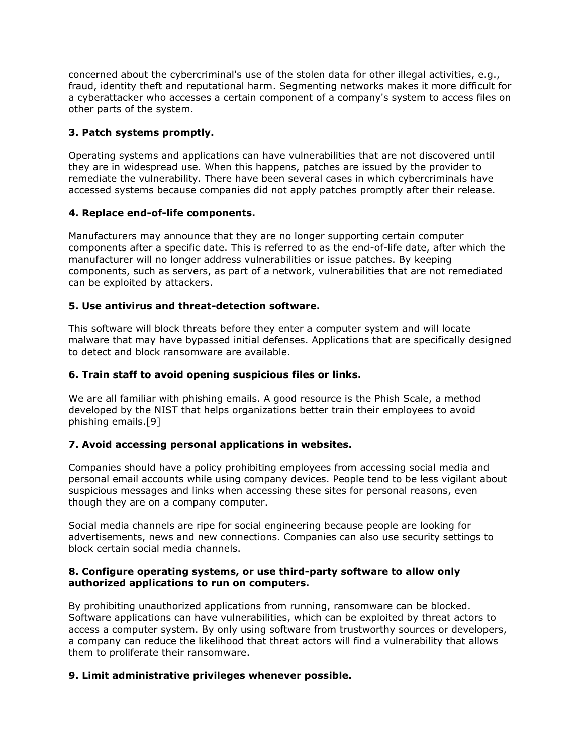concerned about the cybercriminal's use of the stolen data for other illegal activities, e.g., fraud, identity theft and reputational harm. Segmenting networks makes it more difficult for a cyberattacker who accesses a certain component of a company's system to access files on other parts of the system.

**3. Patch systems promptly.**

Operating systems and applications can have vulnerabilities that are not discovered until they are in widespread use. When this happens, patches are issued by the provider to remediate the vulnerability. There have been several cases in which cybercriminals have accessed systems because companies did not apply patches promptly after their release.

**4. Replace end-of-life components.**

Manufacturers may announce that they are no longer supporting certain computer components after a specific date. This is referred to as the end-of-life date, after which the manufacturer will no longer address vulnerabilities or issue patches. By keeping components, such as servers, as part of a network, vulnerabilities that are not remediated can be exploited by attackers.

**5. Use antivirus and threat-detection software.**

This software will block threats before they enter a computer system and will locate malware that may have bypassed initial defenses. Applications that are specifically designed to detect and block ransomware are available.

**6. Train staff to avoid opening suspicious files or links.**

We are all familiar with phishing emails. A good resource is the Phish Scale, a method developed by the NIST that helps organizations better train their employees to avoid phishing emails.[9]

**7. Avoid accessing personal applications in websites.**

Companies should have a policy prohibiting employees from accessing social media and personal email accounts while using company devices. People tend to be less vigilant about suspicious messages and links when accessing these sites for personal reasons, even though they are on a company computer.

Social media channels are ripe for social engineering because people are looking for advertisements, news and new connections. Companies can also use security settings to block certain social media channels.

**8. Configure operating systems, or use third-party software to allow only authorized applications to run on computers.**

By prohibiting unauthorized applications from running, ransomware can be blocked. Software applications can have vulnerabilities, which can be exploited by threat actors to access a computer system. By only using software from trustworthy sources or developers, a company can reduce the likelihood that threat actors will find a vulnerability that allows them to proliferate their ransomware.

**9. Limit administrative privileges whenever possible.**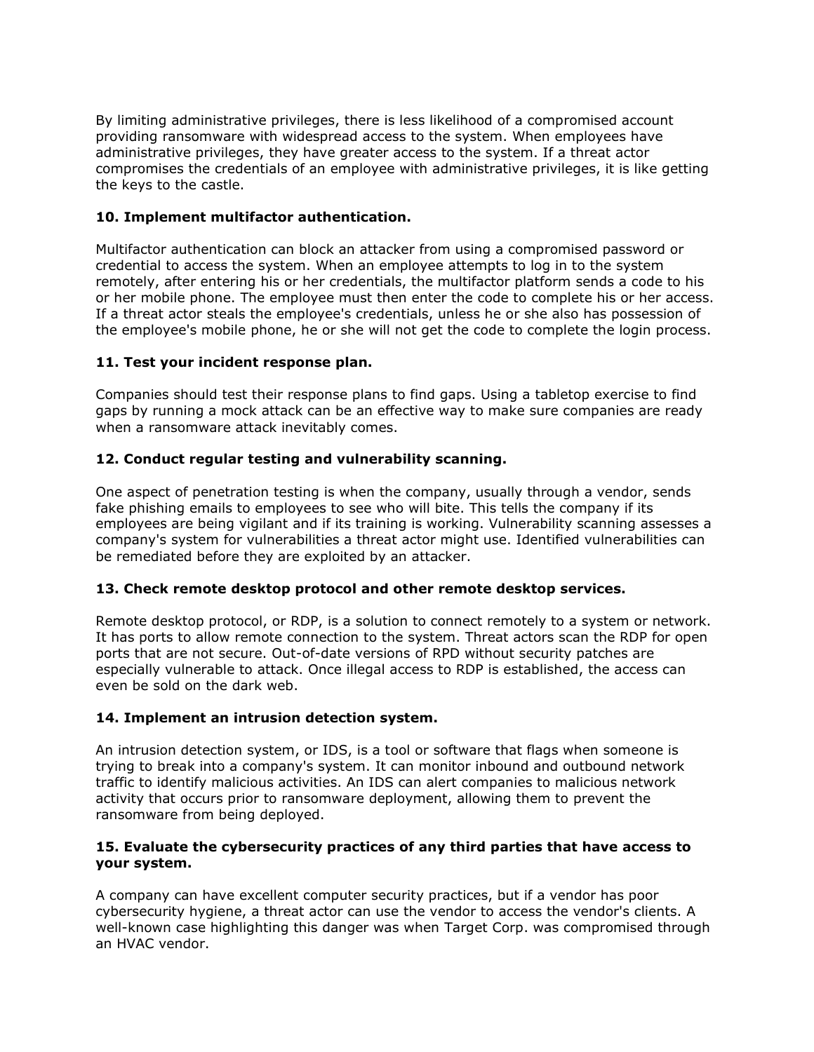By limiting administrative privileges, there is less likelihood of a compromised account providing ransomware with widespread access to the system. When employees have administrative privileges, they have greater access to the system. If a threat actor compromises the credentials of an employee with administrative privileges, it is like getting the keys to the castle.

**10. Implement multifactor authentication.**

Multifactor authentication can block an attacker from using a compromised password or credential to access the system. When an employee attempts to log in to the system remotely, after entering his or her credentials, the multifactor platform sends a code to his or her mobile phone. The employee must then enter the code to complete his or her access. If a threat actor steals the employee's credentials, unless he or she also has possession of the employee's mobile phone, he or she will not get the code to complete the login process.

**11. Test your incident response plan.**

Companies should test their response plans to find gaps. Using a tabletop exercise to find gaps by running a mock attack can be an effective way to make sure companies are ready when a ransomware attack inevitably comes.

**12. Conduct regular testing and vulnerability scanning.**

One aspect of penetration testing is when the company, usually through a vendor, sends fake phishing emails to employees to see who will bite. This tells the company if its employees are being vigilant and if its training is working. Vulnerability scanning assesses a company's system for vulnerabilities a threat actor might use. Identified vulnerabilities can be remediated before they are exploited by an attacker.

**13. Check remote desktop protocol and other remote desktop services.**

Remote desktop protocol, or RDP, is a solution to connect remotely to a system or network. It has ports to allow remote connection to the system. Threat actors scan the RDP for open ports that are not secure. Out-of-date versions of RPD without security patches are especially vulnerable to attack. Once illegal access to RDP is established, the access can even be sold on the dark web.

**14. Implement an intrusion detection system.**

An intrusion detection system, or IDS, is a tool or software that flags when someone is trying to break into a company's system. It can monitor inbound and outbound network traffic to identify malicious activities. An IDS can alert companies to malicious network activity that occurs prior to ransomware deployment, allowing them to prevent the ransomware from being deployed.

**15. Evaluate the cybersecurity practices of any third parties that have access to your system.**

A company can have excellent computer security practices, but if a vendor has poor cybersecurity hygiene, a threat actor can use the vendor to access the vendor's clients. A well-known case highlighting this danger was when Target Corp. was compromised through an HVAC vendor.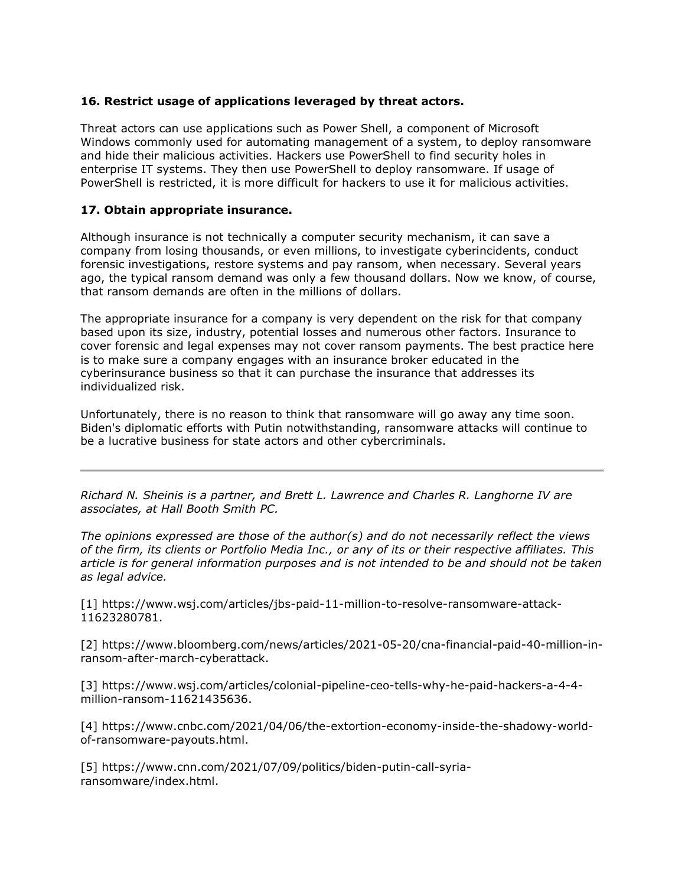**16. Restrict usage of applications leveraged by threat actors.**

Threat actors can use applications such as Power Shell, a component of Microsoft Windows commonly used for automating management of a system, to deploy ransomware and hide their malicious activities. Hackers use PowerShell to find security holes in enterprise IT systems. They then use PowerShell to deploy ransomware. If usage of PowerShell is restricted, it is more difficult for hackers to use it for malicious activities.

**17. Obtain appropriate insurance.**

Although insurance is not technically a computer security mechanism, it can save a company from losing thousands, or even millions, to investigate cyberincidents, conduct forensic investigations, restore systems and pay ransom, when necessary. Several years ago, the typical ransom demand was only a few thousand dollars. Now we know, of course, that ransom demands are often in the millions of dollars.

The appropriate insurance for a company is very dependent on the risk for that company based upon its size, industry, potential losses and numerous other factors. Insurance to cover forensic and legal expenses may not cover ransom payments. The best practice here is to make sure a company engages with an insurance broker educated in the cyberinsurance business so that it can purchase the insurance that addresses its individualized risk.

Unfortunately, there is no reason to think that ransomware will go away any time soon. Biden's diplomatic efforts with Putin notwithstanding, ransomware attacks will continue to be a lucrative business for state actors and other cybercriminals.

---

*Richard N. Sheinis is a partner, and Brett L. Lawrence and Charles R. Langhorne IV are associates, at Hall Booth Smith PC.*

*The opinions expressed are those of the author(s) and do not necessarily reflect the views of the firm, its clients or Portfolio Media Inc., or any of its or their respective affiliates. This article is for general information purposes and is not intended to be and should not be taken as legal advice.*

[1] https://www.wsj.com/articles/jbs-paid-11-million-to-resolve-ransomware-attack-11623280781.

[2] https://www.bloomberg.com/news/articles/2021-05-20/cna-financial-paid-40-million-in-ransom-after-march-cyberattack.

[3] https://www.wsj.com/articles/colonial-pipeline-ceo-tells-why-he-paid-hackers-a-4-4-million-ransom-11621435636.

[4] https://www.cnbc.com/2021/04/06/the-extortion-economy-inside-the-shadowy-world-of-ransomware-payouts.html.

[5] https://www.cnn.com/2021/07/09/politics/biden-putin-call-syria-ransomware/index.html.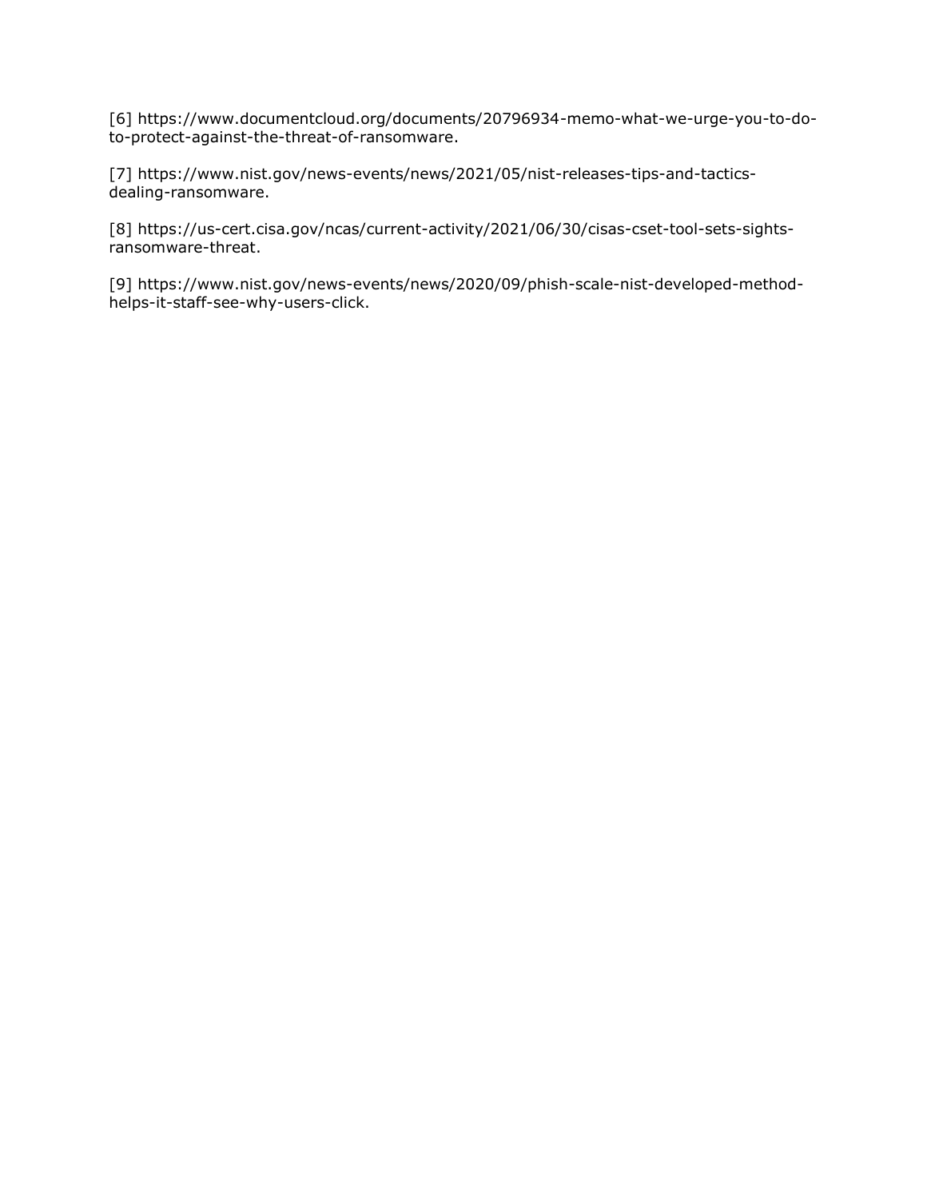[6] https://www.documentcloud.org/documents/20796934-memo-what-we-urge-you-to-do-to-protect-against-the-threat-of-ransomware.

[7] https://www.nist.gov/news-events/news/2021/05/nist-releases-tips-and-tactics-dealing-ransomware.

[8] https://us-cert.cisa.gov/ncas/current-activity/2021/06/30/cisas-cset-tool-sets-sights-ransomware-threat.

[9] https://www.nist.gov/news-events/news/2020/09/phish-scale-nist-developed-method-helps-it-staff-see-why-users-click.